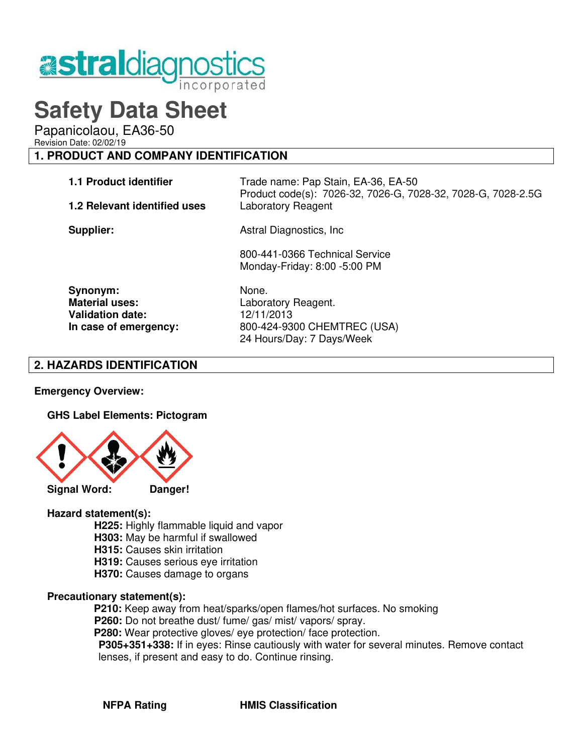astraldiagnostics incorporated

# Safety Data Sheet

Papanicolaou, EA36-50

Revision Date: 02/02/19

## 1. PRODUCT AND COMPANY IDENTIFICATION

| | |
|---|---|
| **1.1 Product identifier** | Trade name: Pap Stain, EA-36, EA-50<br>Product code(s): 7026-32, 7026-G, 7028-32, 7028-G, 7028-2.5G |
| **1.2 Relevant identified uses** | Laboratory Reagent |
| **Supplier:** | Astral Diagnostics, Inc<br><br>800-441-0366 Technical Service<br>Monday-Friday: 8:00 -5:00 PM |
| **Synonym:** | None. |
| **Material uses:** | Laboratory Reagent. |
| **Validation date:** | 12/11/2013 |
| **In case of emergency:** | 800-424-9300 CHEMTREC (USA)<br>24 Hours/Day: 7 Days/Week |

## 2. HAZARDS IDENTIFICATION

**Emergency Overview:**

**GHS Label Elements: Pictogram**

**Signal Word:** **Danger!**

**Hazard statement(s):**

- **H225:** Highly flammable liquid and vapor
- **H303:** May be harmful if swallowed
- **H315:** Causes skin irritation
- **H319:** Causes serious eye irritation
- **H370:** Causes damage to organs

**Precautionary statement(s):**

- **P210:** Keep away from heat/sparks/open flames/hot surfaces. No smoking
- **P260:** Do not breathe dust/ fume/ gas/ mist/ vapors/ spray.
- **P280:** Wear protective gloves/ eye protection/ face protection.
- **P305+351+338:** If in eyes: Rinse cautiously with water for several minutes. Remove contact lenses, if present and easy to do. Continue rinsing.

**NFPA Rating** **HMIS Classification**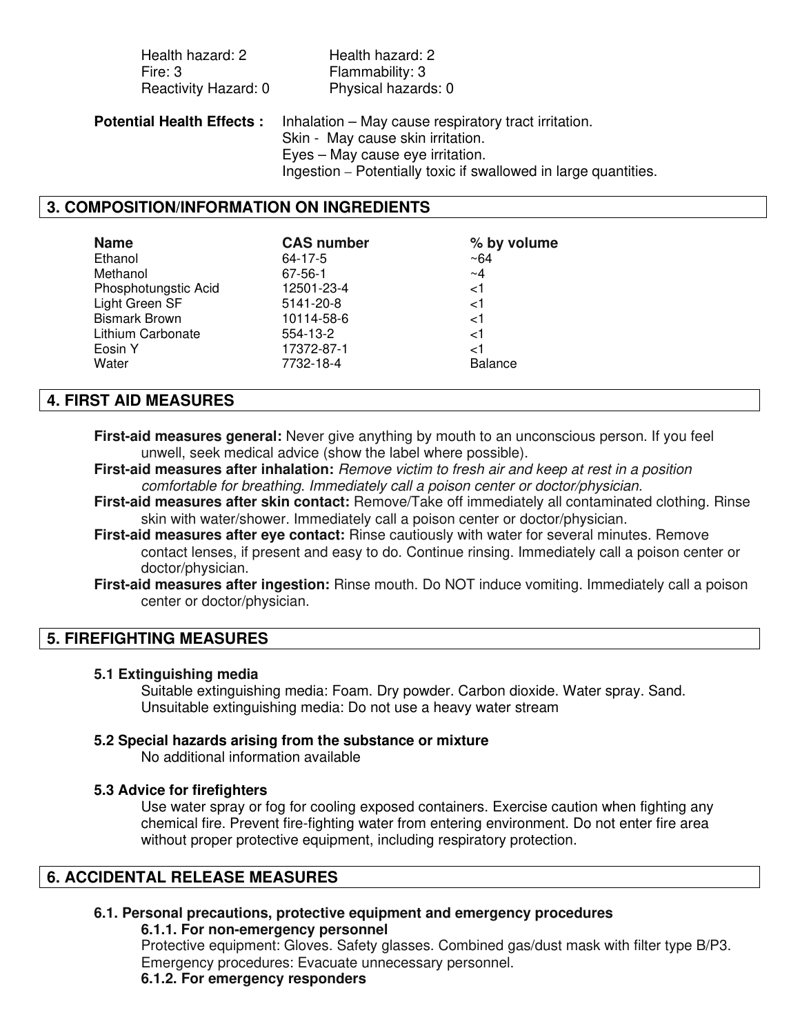| | |
|---|---|
| Health hazard: 2 | Health hazard: 2 |
| Fire: 3 | Flammability: 3 |
| Reactivity Hazard: 0 | Physical hazards: 0 |

**Potential Health Effects :** Inhalation – May cause respiratory tract irritation.
Skin - May cause skin irritation.
Eyes – May cause eye irritation.
Ingestion – Potentially toxic if swallowed in large quantities.

## 3. COMPOSITION/INFORMATION ON INGREDIENTS

| Name | CAS number | % by volume |
|---|---|---|
| Ethanol | 64-17-5 | ~64 |
| Methanol | 67-56-1 | ~4 |
| Phosphotungstic Acid | 12501-23-4 | <1 |
| Light Green SF | 5141-20-8 | <1 |
| Bismark Brown | 10114-58-6 | <1 |
| Lithium Carbonate | 554-13-2 | <1 |
| Eosin Y | 17372-87-1 | <1 |
| Water | 7732-18-4 | Balance |

## 4. FIRST AID MEASURES

**First-aid measures general:** Never give anything by mouth to an unconscious person. If you feel unwell, seek medical advice (show the label where possible).

**First-aid measures after inhalation:** *Remove victim to fresh air and keep at rest in a position comfortable for breathing. Immediately call a poison center or doctor/physician.*

**First-aid measures after skin contact:** Remove/Take off immediately all contaminated clothing. Rinse skin with water/shower. Immediately call a poison center or doctor/physician.

**First-aid measures after eye contact:** Rinse cautiously with water for several minutes. Remove contact lenses, if present and easy to do. Continue rinsing. Immediately call a poison center or doctor/physician.

**First-aid measures after ingestion:** Rinse mouth. Do NOT induce vomiting. Immediately call a poison center or doctor/physician.

## 5. FIREFIGHTING MEASURES

### 5.1 Extinguishing media

Suitable extinguishing media: Foam. Dry powder. Carbon dioxide. Water spray. Sand.
Unsuitable extinguishing media: Do not use a heavy water stream

### 5.2 Special hazards arising from the substance or mixture

No additional information available

### 5.3 Advice for firefighters

Use water spray or fog for cooling exposed containers. Exercise caution when fighting any chemical fire. Prevent fire-fighting water from entering environment. Do not enter fire area without proper protective equipment, including respiratory protection.

## 6. ACCIDENTAL RELEASE MEASURES

### 6.1. Personal precautions, protective equipment and emergency procedures

#### 6.1.1. For non-emergency personnel

Protective equipment: Gloves. Safety glasses. Combined gas/dust mask with filter type B/P3.
Emergency procedures: Evacuate unnecessary personnel.

#### 6.1.2. For emergency responders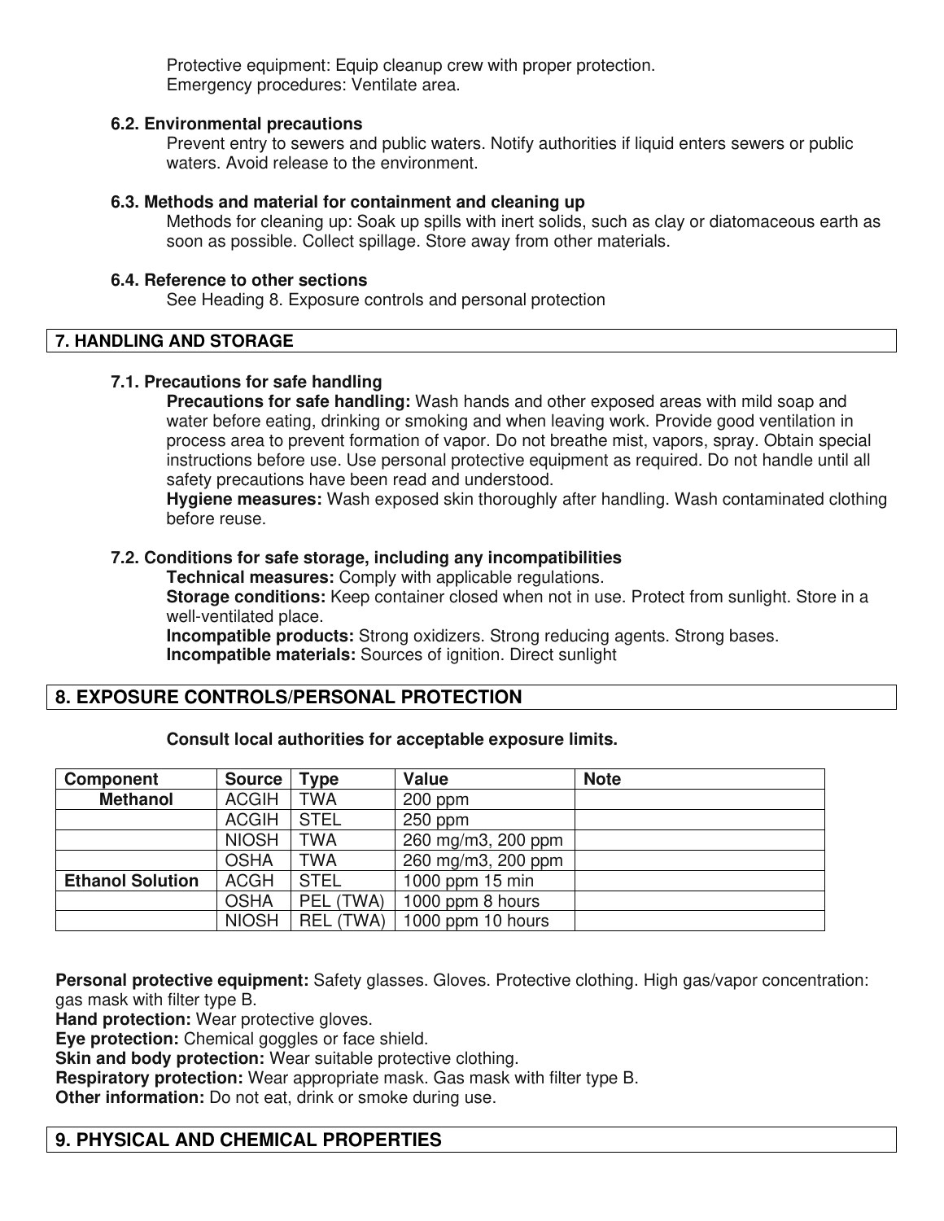Protective equipment: Equip cleanup crew with proper protection.
Emergency procedures: Ventilate area.

### 6.2. Environmental precautions

Prevent entry to sewers and public waters. Notify authorities if liquid enters sewers or public waters. Avoid release to the environment.

### 6.3. Methods and material for containment and cleaning up

Methods for cleaning up: Soak up spills with inert solids, such as clay or diatomaceous earth as soon as possible. Collect spillage. Store away from other materials.

### 6.4. Reference to other sections

See Heading 8. Exposure controls and personal protection

## 7. HANDLING AND STORAGE

### 7.1. Precautions for safe handling

**Precautions for safe handling:** Wash hands and other exposed areas with mild soap and water before eating, drinking or smoking and when leaving work. Provide good ventilation in process area to prevent formation of vapor. Do not breathe mist, vapors, spray. Obtain special instructions before use. Use personal protective equipment as required. Do not handle until all safety precautions have been read and understood.
**Hygiene measures:** Wash exposed skin thoroughly after handling. Wash contaminated clothing before reuse.

### 7.2. Conditions for safe storage, including any incompatibilities

**Technical measures:** Comply with applicable regulations.
**Storage conditions:** Keep container closed when not in use. Protect from sunlight. Store in a well-ventilated place.
**Incompatible products:** Strong oxidizers. Strong reducing agents. Strong bases.
**Incompatible materials:** Sources of ignition. Direct sunlight

## 8. EXPOSURE CONTROLS/PERSONAL PROTECTION

**Consult local authorities for acceptable exposure limits.**

| Component | Source | Type | Value | Note |
|---|---|---|---|---|
| **Methanol** | ACGIH | TWA | 200 ppm | |
| | ACGIH | STEL | 250 ppm | |
| | NIOSH | TWA | 260 mg/m3, 200 ppm | |
| | OSHA | TWA | 260 mg/m3, 200 ppm | |
| **Ethanol Solution** | ACGH | STEL | 1000 ppm 15 min | |
| | OSHA | PEL (TWA) | 1000 ppm 8 hours | |
| | NIOSH | REL (TWA) | 1000 ppm 10 hours | |

**Personal protective equipment:** Safety glasses. Gloves. Protective clothing. High gas/vapor concentration: gas mask with filter type B.
**Hand protection:** Wear protective gloves.
**Eye protection:** Chemical goggles or face shield.
**Skin and body protection:** Wear suitable protective clothing.
**Respiratory protection:** Wear appropriate mask. Gas mask with filter type B.
**Other information:** Do not eat, drink or smoke during use.

## 9. PHYSICAL AND CHEMICAL PROPERTIES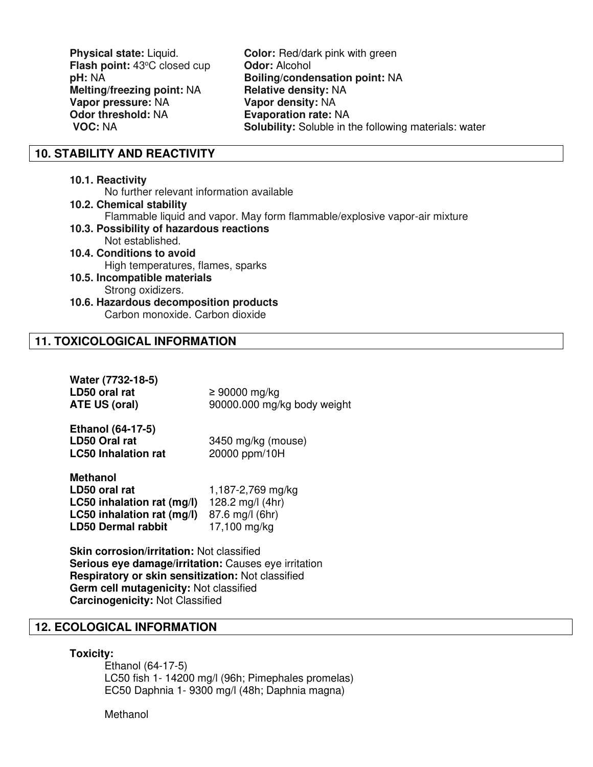**Physical state:** Liquid.
**Flash point:** 43°C closed cup
**pH:** NA
**Melting/freezing point:** NA
**Vapor pressure:** NA
**Odor threshold:** NA
**VOC:** NA
**Color:** Red/dark pink with green
**Odor:** Alcohol
**Boiling/condensation point:** NA
**Relative density:** NA
**Vapor density:** NA
**Evaporation rate:** NA
**Solubility:** Soluble in the following materials: water

## 10. STABILITY AND REACTIVITY

**10.1. Reactivity**
No further relevant information available

**10.2. Chemical stability**
Flammable liquid and vapor. May form flammable/explosive vapor-air mixture

**10.3. Possibility of hazardous reactions**
Not established.

**10.4. Conditions to avoid**
High temperatures, flames, sparks

**10.5. Incompatible materials**
Strong oxidizers.

**10.6. Hazardous decomposition products**
Carbon monoxide. Carbon dioxide

## 11. TOXICOLOGICAL INFORMATION

**Water (7732-18-5)**

| | |
|---|---|
| **LD50 oral rat** | ≥ 90000 mg/kg |
| **ATE US (oral)** | 90000.000 mg/kg body weight |

**Ethanol (64-17-5)**

| | |
|---|---|
| **LD50 Oral rat** | 3450 mg/kg (mouse) |
| **LC50 Inhalation rat** | 20000 ppm/10H |

**Methanol**

| | |
|---|---|
| **LD50 oral rat** | 1,187-2,769 mg/kg |
| **LC50 inhalation rat (mg/l)** | 128.2 mg/l (4hr) |
| **LC50 inhalation rat (mg/l)** | 87.6 mg/l (6hr) |
| **LD50 Dermal rabbit** | 17,100 mg/kg |

**Skin corrosion/irritation:** Not classified
**Serious eye damage/irritation:** Causes eye irritation
**Respiratory or skin sensitization:** Not classified
**Germ cell mutagenicity:** Not classified
**Carcinogenicity:** Not Classified

## 12. ECOLOGICAL INFORMATION

**Toxicity:**

Ethanol (64-17-5)
LC50 fish 1- 14200 mg/l (96h; Pimephales promelas)
EC50 Daphnia 1- 9300 mg/l (48h; Daphnia magna)

Methanol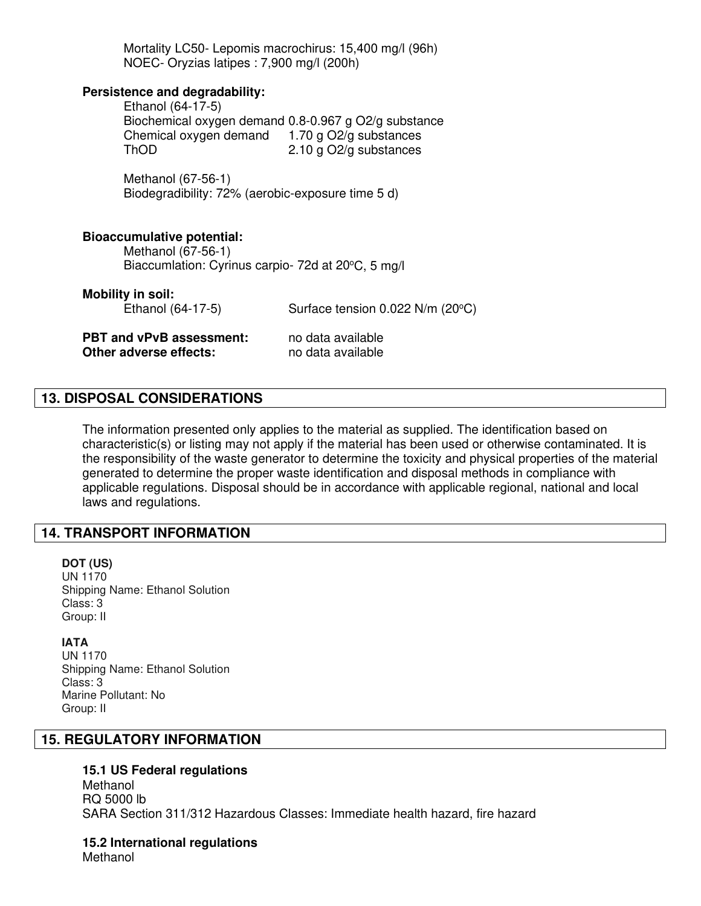Mortality LC50- Lepomis macrochirus: 15,400 mg/l (96h)
NOEC- Oryzias latipes : 7,900 mg/l (200h)

**Persistence and degradability:**

Ethanol (64-17-5)
Biochemical oxygen demand 0.8-0.967 g O2/g substance
Chemical oxygen demand 1.70 g O2/g substances
ThOD 2.10 g O2/g substances

Methanol (67-56-1)
Biodegradibility: 72% (aerobic-exposure time 5 d)

**Bioaccumulative potential:**

Methanol (67-56-1)
Biaccumlation: Cyrinus carpio- 72d at 20°C, 5 mg/l

**Mobility in soil:**

Ethanol (64-17-5) Surface tension 0.022 N/m (20°C)

**PBT and vPvB assessment:** no data available
**Other adverse effects:** no data available

## 13. DISPOSAL CONSIDERATIONS

The information presented only applies to the material as supplied. The identification based on characteristic(s) or listing may not apply if the material has been used or otherwise contaminated. It is the responsibility of the waste generator to determine the toxicity and physical properties of the material generated to determine the proper waste identification and disposal methods in compliance with applicable regulations. Disposal should be in accordance with applicable regional, national and local laws and regulations.

## 14. TRANSPORT INFORMATION

**DOT (US)**
UN 1170
Shipping Name: Ethanol Solution
Class: 3
Group: II

**IATA**
UN 1170
Shipping Name: Ethanol Solution
Class: 3
Marine Pollutant: No
Group: II

## 15. REGULATORY INFORMATION

### 15.1 US Federal regulations

Methanol
RQ 5000 lb
SARA Section 311/312 Hazardous Classes: Immediate health hazard, fire hazard

### 15.2 International regulations

Methanol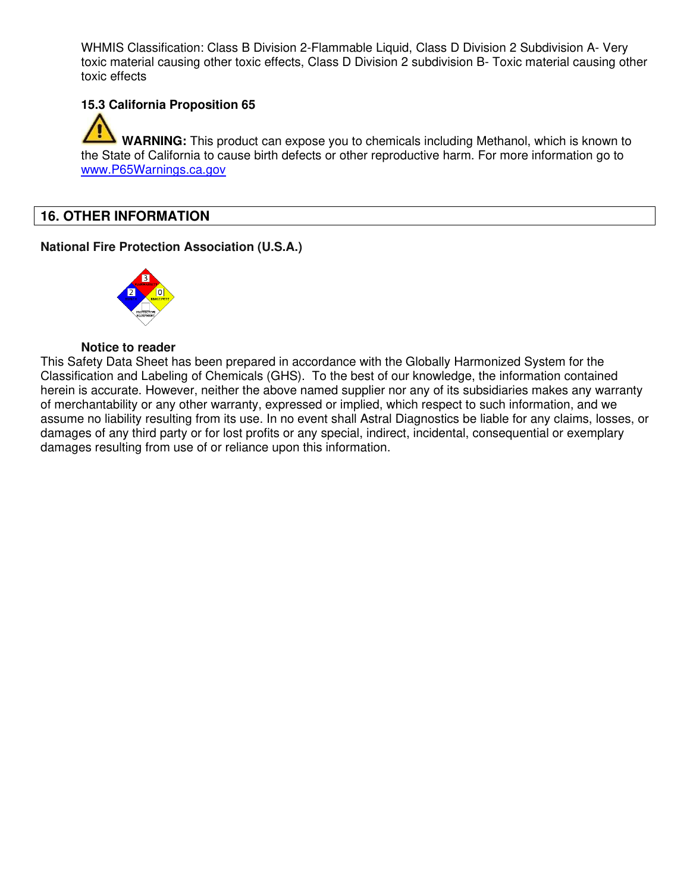WHMIS Classification: Class B Division 2-Flammable Liquid, Class D Division 2 Subdivision A- Very toxic material causing other toxic effects, Class D Division 2 subdivision B- Toxic material causing other toxic effects

### 15.3 California Proposition 65

**WARNING:** This product can expose you to chemicals including Methanol, which is known to the State of California to cause birth defects or other reproductive harm. For more information go to www.P65Warnings.ca.gov

## 16. OTHER INFORMATION

**National Fire Protection Association (U.S.A.)**

3
2
0

**Notice to reader**

This Safety Data Sheet has been prepared in accordance with the Globally Harmonized System for the Classification and Labeling of Chemicals (GHS). To the best of our knowledge, the information contained herein is accurate. However, neither the above named supplier nor any of its subsidiaries makes any warranty of merchantability or any other warranty, expressed or implied, with respect to such information, and we assume no liability resulting from its use. In no event shall Astral Diagnostics be liable for any claims, losses, or damages of any third party or for lost profits or any special, indirect, incidental, consequential or exemplary damages resulting from use of or reliance upon this information.